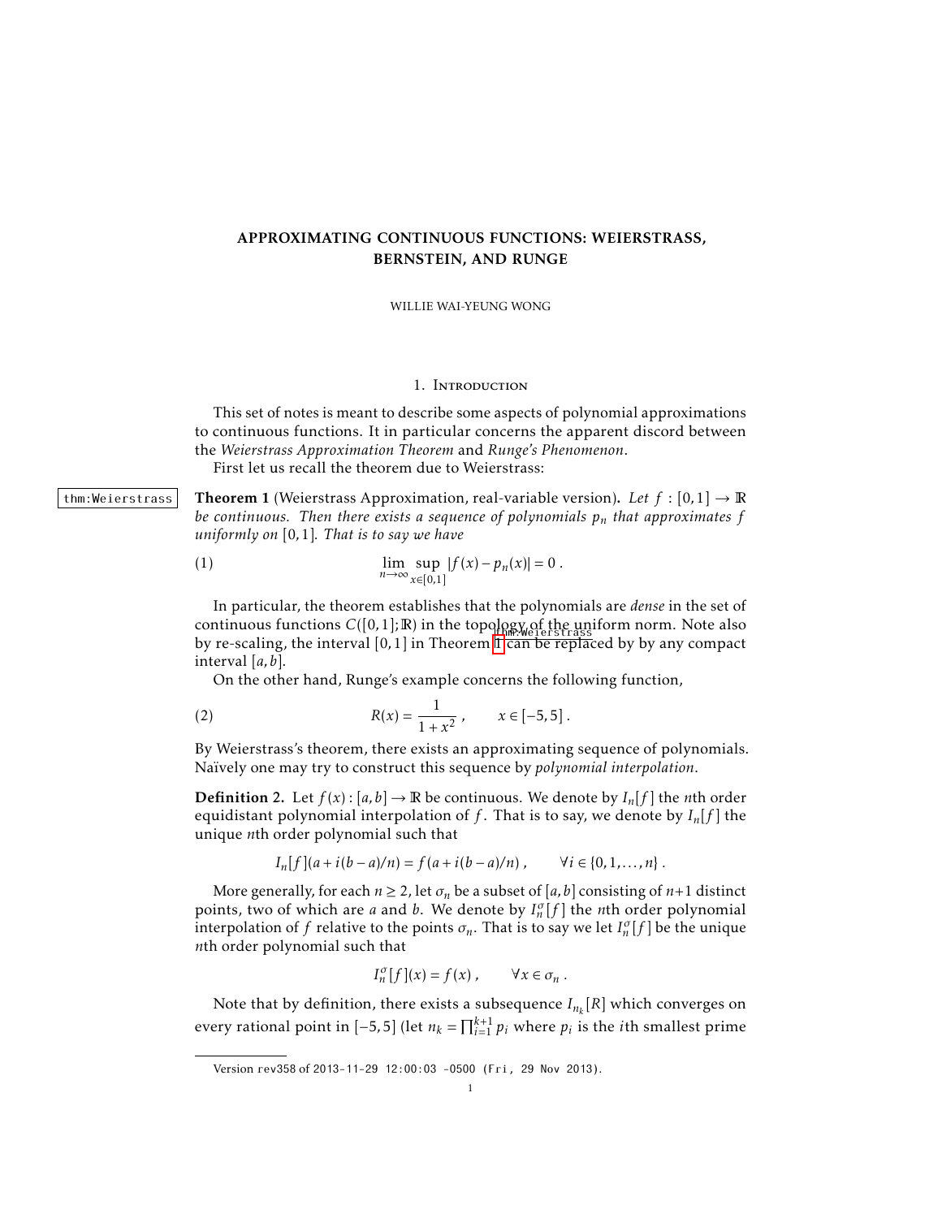# APPROXIMATING CONTINUOUS FUNCTIONS: WEIERSTRASS, BERNSTEIN, AND RUNGE

WILLIE WAI-YEUNG WONG

## 1. Introduction

This set of notes is meant to describe some aspects of polynomial approximations to continuous functions. It in particular concerns the apparent discord between the *Weierstrass Approximation Theorem* and *Runge's Phenomenon*.

First let us recall the theorem due to Weierstrass:

**Theorem 1** (Weierstrass Approximation, real-variable version). *Let $f : [0,1] \to \mathbb{R}$ be continuous. Then there exists a sequence of polynomials $p_n$ that approximates $f$ uniformly on $[0,1]$. That is to say we have*

$$\lim_{n\to\infty} \sup_{x\in[0,1]} |f(x) - p_n(x)| = 0 . \tag{1}$$

In particular, the theorem establishes that the polynomials are *dense* in the set of continuous functions $C([0,1];\mathbb{R})$ in the topology of the uniform norm. Note also by re-scaling, the interval $[0,1]$ in Theorem 1 can be replaced by by any compact interval $[a,b]$.

On the other hand, Runge's example concerns the following function,

$$R(x) = \frac{1}{1+x^2} , \qquad x \in [-5,5] . \tag{2}$$

By Weierstrass's theorem, there exists an approximating sequence of polynomials. Naïvely one may try to construct this sequence by *polynomial interpolation*.

**Definition 2.** Let $f(x) : [a,b] \to \mathbb{R}$ be continuous. We denote by $I_n[f]$ the $n$th order equidistant polynomial interpolation of $f$. That is to say, we denote by $I_n[f]$ the unique $n$th order polynomial such that

$$I_n[f](a + i(b-a)/n) = f(a + i(b-a)/n) , \qquad \forall i \in \{0,1,\ldots,n\} .$$

More generally, for each $n \geq 2$, let $\sigma_n$ be a subset of $[a,b]$ consisting of $n+1$ distinct points, two of which are $a$ and $b$. We denote by $I_n^\sigma[f]$ the $n$th order polynomial interpolation of $f$ relative to the points $\sigma_n$. That is to say we let $I_n^\sigma[f]$ be the unique $n$th order polynomial such that

$$I_n^\sigma[f](x) = f(x) , \qquad \forall x \in \sigma_n .$$

Note that by definition, there exists a subsequence $I_{n_k}[R]$ which converges on every rational point in $[-5,5]$ (let $n_k = \prod_{i=1}^{k+1} p_i$ where $p_i$ is the $i$th smallest prime

Version rev358 of 2013-11-29 12:00:03 -0500 (Fri, 29 Nov 2013).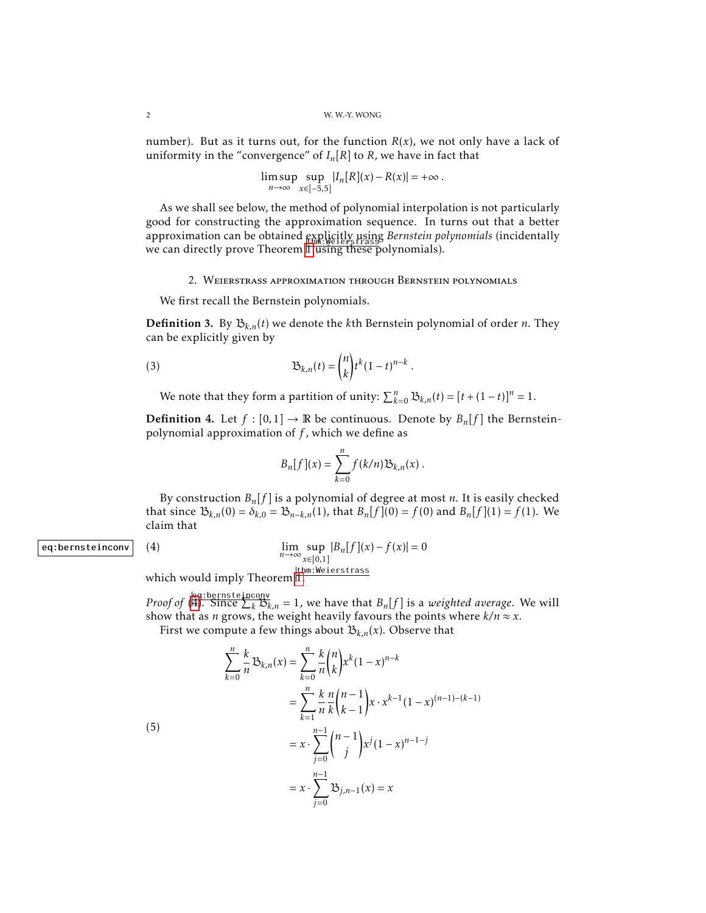number). But as it turns out, for the function $R(x)$, we not only have a lack of uniformity in the "convergence" of $I_n[R]$ to $R$, we have in fact that

$$\limsup_{n\to\infty} \sup_{x\in[-5,5]} |I_n[R](x) - R(x)| = +\infty .$$

As we shall see below, the method of polynomial interpolation is not particularly good for constructing the approximation sequence. In turns out that a better approximation can be obtained explicitly using *Bernstein polynomials* (incidentally we can directly prove Theorem 1 using these polynomials).

## 2. Weierstrass approximation through Bernstein polynomials

We first recall the Bernstein polynomials.

**Definition 3.** By $\mathfrak{B}_{k,n}(t)$ we denote the $k$th Bernstein polynomial of order $n$. They can be explicitly given by

$$\mathfrak{B}_{k,n}(t) = \binom{n}{k} t^k (1-t)^{n-k} . \tag{3}$$

We note that they form a partition of unity: $\sum_{k=0}^{n} \mathfrak{B}_{k,n}(t) = [t + (1-t)]^n = 1$.

**Definition 4.** Let $f : [0,1] \to \mathbb{R}$ be continuous. Denote by $B_n[f]$ the Bernstein-polynomial approximation of $f$, which we define as

$$B_n[f](x) = \sum_{k=0}^{n} f(k/n)\mathfrak{B}_{k,n}(x) .$$

By construction $B_n[f]$ is a polynomial of degree at most $n$. It is easily checked that since $\mathfrak{B}_{k,n}(0) = \delta_{k,0} = \mathfrak{B}_{n-k,n}(1)$, that $B_n[f](0) = f(0)$ and $B_n[f](1) = f(1)$. We claim that

$$\lim_{n\to\infty} \sup_{x\in[0,1]} |B_n[f](x) - f(x)| = 0 \tag{4}$$

which would imply Theorem 1.

*Proof of* (4). Since $\sum_k \mathfrak{B}_{k,n} = 1$, we have that $B_n[f]$ is a *weighted average*. We will show that as $n$ grows, the weight heavily favours the points where $k/n \approx x$.

First we compute a few things about $\mathfrak{B}_{k,n}(x)$. Observe that

$$\begin{aligned}
\sum_{k=0}^{n} \frac{k}{n} \mathfrak{B}_{k,n}(x) &= \sum_{k=0}^{n} \frac{k}{n} \binom{n}{k} x^k (1-x)^{n-k} \\
&= \sum_{k=1}^{n} \frac{k}{n} \frac{n}{k} \binom{n-1}{k-1} x \cdot x^{k-1} (1-x)^{(n-1)-(k-1)} \\
&= x \cdot \sum_{j=0}^{n-1} \binom{n-1}{j} x^j (1-x)^{n-1-j} \\
&= x \cdot \sum_{j=0}^{n-1} \mathfrak{B}_{j,n-1}(x) = x
\end{aligned} \tag{5}$$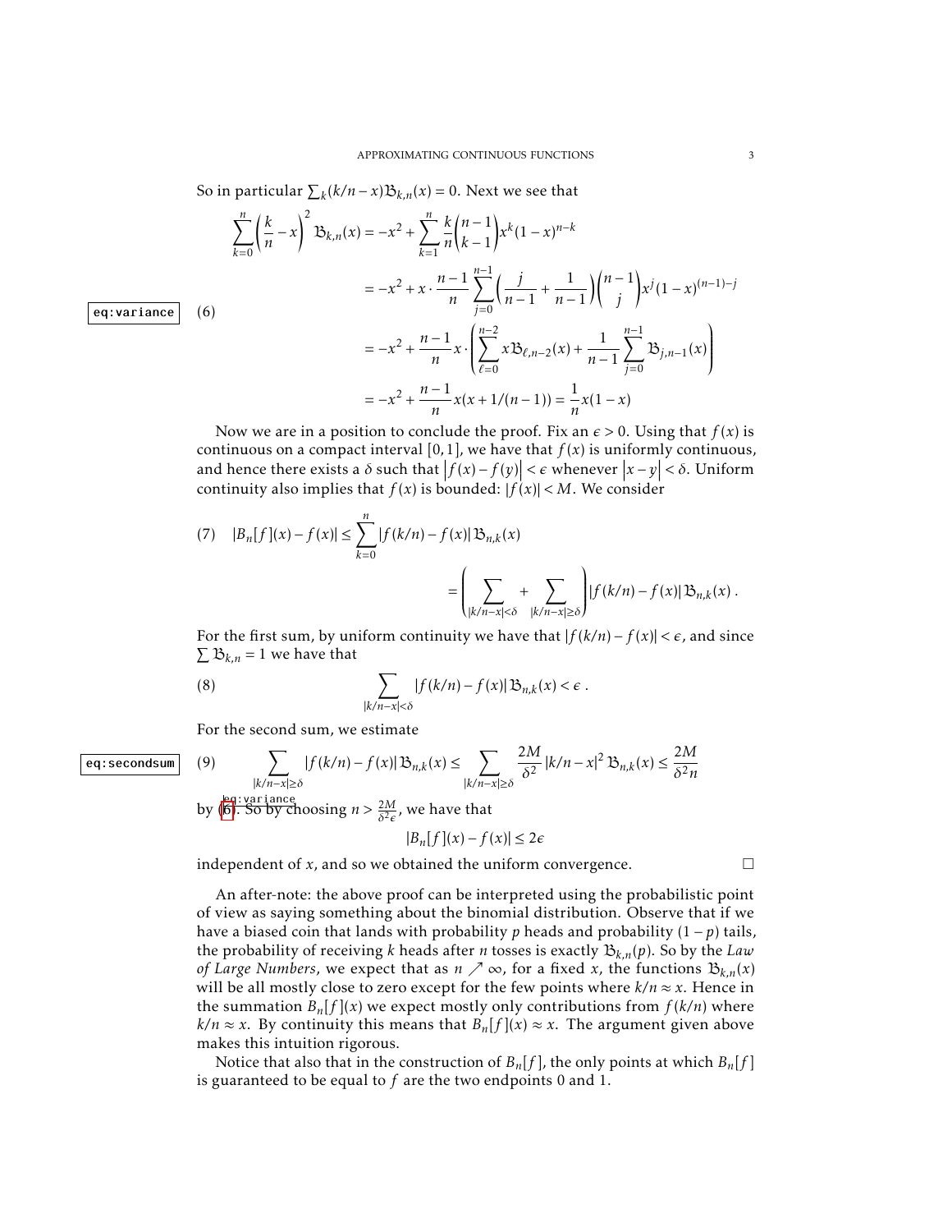So in particular $\sum_k (k/n - x)\mathfrak{B}_{k,n}(x) = 0$. Next we see that

$$
\begin{aligned}
\sum_{k=0}^{n}\left(\frac{k}{n}-x\right)^2 \mathfrak{B}_{k,n}(x) &= -x^2 + \sum_{k=1}^{n} \frac{k}{n}\binom{n-1}{k-1}x^k(1-x)^{n-k} \\
&= -x^2 + x\cdot\frac{n-1}{n}\sum_{j=0}^{n-1}\left(\frac{j}{n-1}+\frac{1}{n-1}\right)\binom{n-1}{j}x^j(1-x)^{(n-1)-j} \\
&= -x^2 + \frac{n-1}{n}x\cdot\left(\sum_{\ell=0}^{n-2} x\mathfrak{B}_{\ell,n-2}(x) + \frac{1}{n-1}\sum_{j=0}^{n-1}\mathfrak{B}_{j,n-1}(x)\right) \\
&= -x^2 + \frac{n-1}{n}x(x+1/(n-1)) = \frac{1}{n}x(1-x)
\end{aligned}
\tag{6}
$$

Now we are in a position to conclude the proof. Fix an $\epsilon > 0$. Using that $f(x)$ is continuous on a compact interval $[0,1]$, we have that $f(x)$ is uniformly continuous, and hence there exists a $\delta$ such that $|f(x) - f(y)| < \epsilon$ whenever $|x-y| < \delta$. Uniform continuity also implies that $f(x)$ is bounded: $|f(x)| < M$. We consider

$$
\begin{aligned}
|B_n[f](x) - f(x)| &\leq \sum_{k=0}^{n} |f(k/n) - f(x)|\,\mathfrak{B}_{n,k}(x) \\
&= \left(\sum_{|k/n-x|<\delta} + \sum_{|k/n-x|\geq\delta}\right)|f(k/n)-f(x)|\,\mathfrak{B}_{n,k}(x)\,.
\end{aligned}
\tag{7}
$$

For the first sum, by uniform continuity we have that $|f(k/n) - f(x)| < \epsilon$, and since $\sum \mathfrak{B}_{k,n} = 1$ we have that

$$
\sum_{|k/n-x|<\delta} |f(k/n) - f(x)|\,\mathfrak{B}_{n,k}(x) < \epsilon\,. \tag{8}
$$

For the second sum, we estimate

$$
\sum_{|k/n-x|\geq\delta} |f(k/n)-f(x)|\,\mathfrak{B}_{n,k}(x) \leq \sum_{|k/n-x|\geq\delta} \frac{2M}{\delta^2}|k/n-x|^2\,\mathfrak{B}_{n,k}(x) \leq \frac{2M}{\delta^2 n} \tag{9}
$$

by (6). So by choosing $n > \frac{2M}{\delta^2\epsilon}$, we have that

$$
|B_n[f](x) - f(x)| \leq 2\epsilon
$$

independent of $x$, and so we obtained the uniform convergence. □

An after-note: the above proof can be interpreted using the probabilistic point of view as saying something about the binomial distribution. Observe that if we have a biased coin that lands with probability $p$ heads and probability $(1-p)$ tails, the probability of receiving $k$ heads after $n$ tosses is exactly $\mathfrak{B}_{k,n}(p)$. So by the *Law of Large Numbers*, we expect that as $n \nearrow \infty$, for a fixed $x$, the functions $\mathfrak{B}_{k,n}(x)$ will be all mostly close to zero except for the few points where $k/n \approx x$. Hence in the summation $B_n[f](x)$ we expect mostly only contributions from $f(k/n)$ where $k/n \approx x$. By continuity this means that $B_n[f](x) \approx x$. The argument given above makes this intuition rigorous.

Notice that also that in the construction of $B_n[f]$, the only points at which $B_n[f]$ is guaranteed to be equal to $f$ are the two endpoints 0 and 1.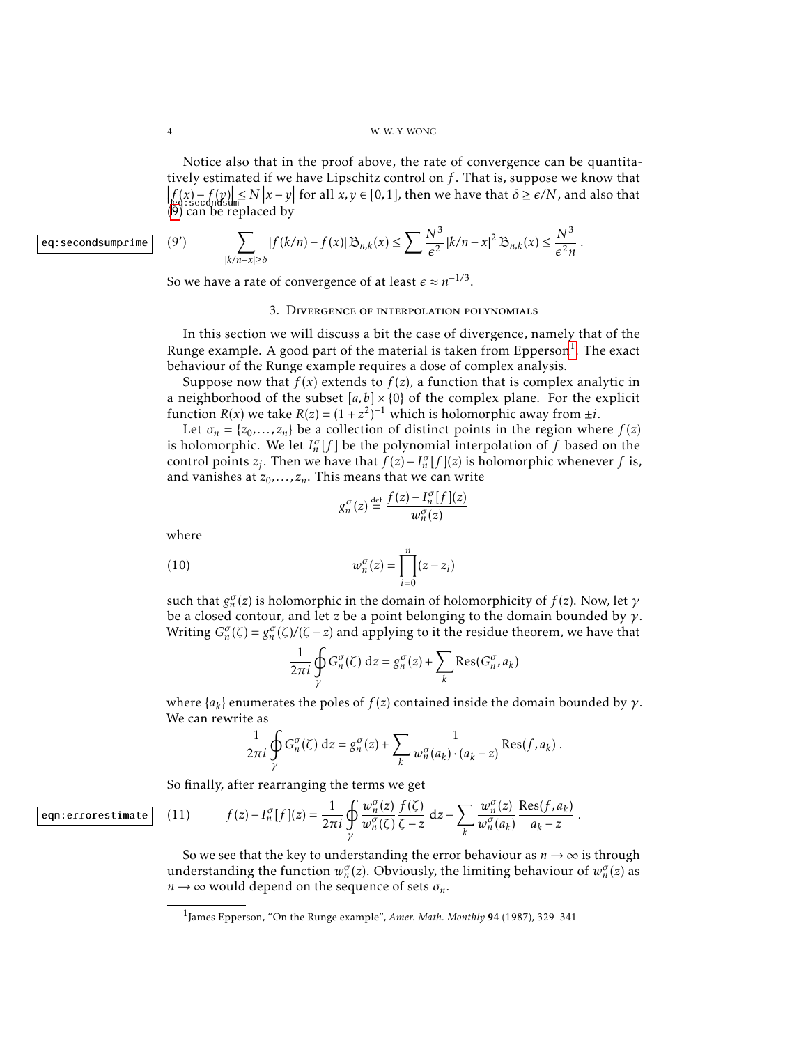Notice also that in the proof above, the rate of convergence can be quantitatively estimated if we have Lipschitz control on $f$. That is, suppose we know that $\left|f(x)-f(y)\right| \leq N\left|x-y\right|$ for all $x,y\in[0,1]$, then we have that $\delta \geq \epsilon/N$, and also that (9) can be replaced by

$$\sum_{|k/n-x|\geq\delta} |f(k/n)-f(x)|\,\mathfrak{B}_{n,k}(x) \leq \sum \frac{N^3}{\epsilon^2}|k/n-x|^2\,\mathfrak{B}_{n,k}(x) \leq \frac{N^3}{\epsilon^2 n}\,. \tag{9'}$$

So we have a rate of convergence of at least $\epsilon \approx n^{-1/3}$.

## 3. Divergence of interpolation polynomials

In this section we will discuss a bit the case of divergence, namely that of the Runge example. A good part of the material is taken from Epperson[1]. The exact behaviour of the Runge example requires a dose of complex analysis.

Suppose now that $f(x)$ extends to $f(z)$, a function that is complex analytic in a neighborhood of the subset $[a,b]\times\{0\}$ of the complex plane. For the explicit function $R(x)$ we take $R(z)=(1+z^2)^{-1}$ which is holomorphic away from $\pm i$.

Let $\sigma_n=\{z_0,\ldots,z_n\}$ be a collection of distinct points in the region where $f(z)$ is holomorphic. We let $I_n^\sigma[f]$ be the polynomial interpolation of $f$ based on the control points $z_j$. Then we have that $f(z)-I_n^\sigma[f](z)$ is holomorphic whenever $f$ is, and vanishes at $z_0,\ldots,z_n$. This means that we can write

$$g_n^\sigma(z) \stackrel{\text{def}}{=} \frac{f(z)-I_n^\sigma[f](z)}{w_n^\sigma(z)}$$

where

$$w_n^\sigma(z)=\prod_{i=0}^{n}(z-z_i) \tag{10}$$

such that $g_n^\sigma(z)$ is holomorphic in the domain of holomorphicity of $f(z)$. Now, let $\gamma$ be a closed contour, and let $z$ be a point belonging to the domain bounded by $\gamma$. Writing $G_n^\sigma(\zeta)=g_n^\sigma(\zeta)/(\zeta-z)$ and applying to it the residue theorem, we have that

$$\frac{1}{2\pi i}\oint_\gamma G_n^\sigma(\zeta)\,\mathrm{d}z = g_n^\sigma(z)+\sum_k \operatorname{Res}(G_n^\sigma,a_k)$$

where $\{a_k\}$ enumerates the poles of $f(z)$ contained inside the domain bounded by $\gamma$. We can rewrite as

$$\frac{1}{2\pi i}\oint_\gamma G_n^\sigma(\zeta)\,\mathrm{d}z = g_n^\sigma(z)+\sum_k \frac{1}{w_n^\sigma(a_k)\cdot(a_k-z)}\operatorname{Res}(f,a_k)\,.$$

So finally, after rearranging the terms we get

$$f(z)-I_n^\sigma[f](z)=\frac{1}{2\pi i}\oint_\gamma \frac{w_n^\sigma(z)}{w_n^\sigma(\zeta)}\frac{f(\zeta)}{\zeta-z}\,\mathrm{d}z-\sum_k \frac{w_n^\sigma(z)}{w_n^\sigma(a_k)}\frac{\operatorname{Res}(f,a_k)}{a_k-z}\,. \tag{11}$$

So we see that the key to understanding the error behaviour as $n\to\infty$ is through understanding the function $w_n^\sigma(z)$. Obviously, the limiting behaviour of $w_n^\sigma(z)$ as $n\to\infty$ would depend on the sequence of sets $\sigma_n$.

[1] James Epperson, "On the Runge example", *Amer. Math. Monthly* **94** (1987), 329–341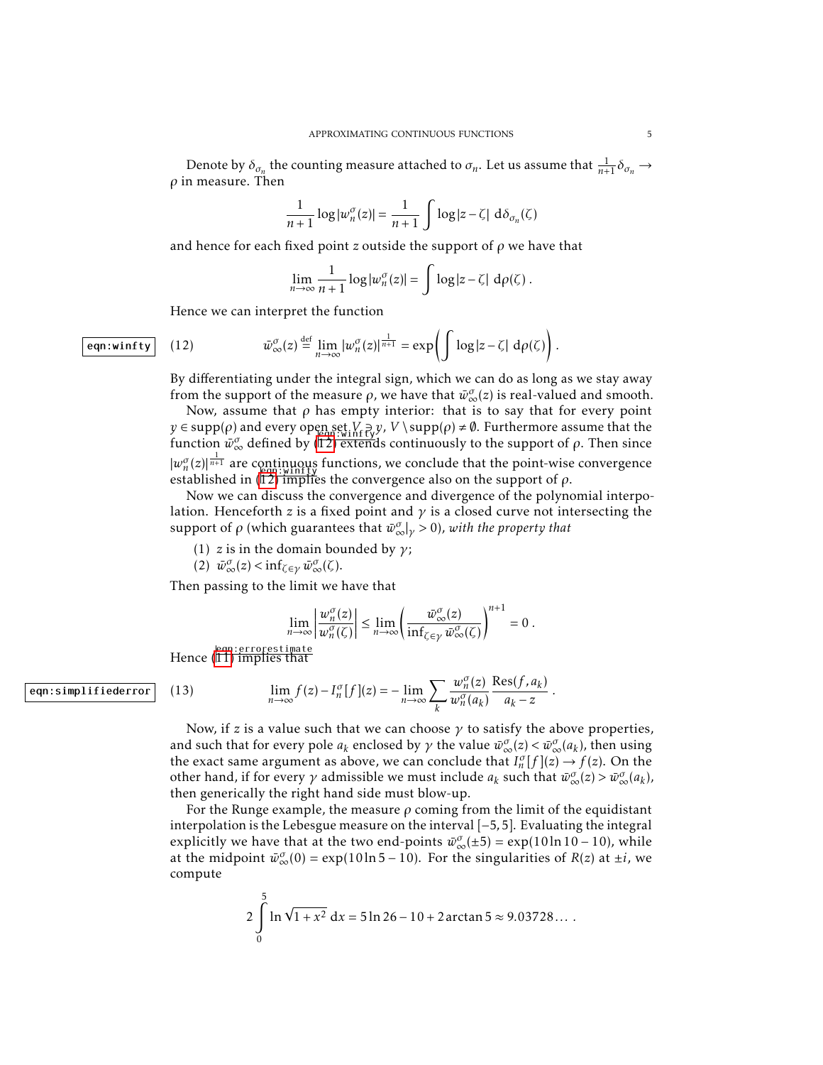Denote by $\delta_{\sigma_n}$ the counting measure attached to $\sigma_n$. Let us assume that $\frac{1}{n+1}\delta_{\sigma_n} \to \rho$ in measure. Then

$$\frac{1}{n+1}\log|w_n^\sigma(z)| = \frac{1}{n+1}\int \log|z-\zeta| \, \mathrm{d}\delta_{\sigma_n}(\zeta)$$

and hence for each fixed point $z$ outside the support of $\rho$ we have that

$$\lim_{n\to\infty}\frac{1}{n+1}\log|w_n^\sigma(z)| = \int \log|z-\zeta| \, \mathrm{d}\rho(\zeta) \, .$$

Hence we can interpret the function

$$\bar{w}_\infty^\sigma(z) \stackrel{\text{def}}{=} \lim_{n\to\infty}|w_n^\sigma(z)|^{\frac{1}{n+1}} = \exp\left(\int \log|z-\zeta| \, \mathrm{d}\rho(\zeta)\right) . \tag{12}$$

By differentiating under the integral sign, which we can do as long as we stay away from the support of the measure $\rho$, we have that $\bar{w}_\infty^\sigma(z)$ is real-valued and smooth.

Now, assume that $\rho$ has empty interior: that is to say that for every point $y \in \operatorname{supp}(\rho)$ and every open set $V \ni y$, $V \setminus \operatorname{supp}(\rho) \neq \emptyset$. Furthermore assume that the function $\bar{w}_\infty^\sigma$ defined by (12) extends continuously to the support of $\rho$. Then since $|w_n^\sigma(z)|^{\frac{1}{n+1}}$ are continuous functions, we conclude that the point-wise convergence established in (12) implies the convergence also on the support of $\rho$.

Now we can discuss the convergence and divergence of the polynomial interpolation. Henceforth $z$ is a fixed point and $\gamma$ is a closed curve not intersecting the support of $\rho$ (which guarantees that $\bar{w}_\infty^\sigma|_\gamma > 0$), *with the property that*

(1) $z$ is in the domain bounded by $\gamma$;
(2) $\bar{w}_\infty^\sigma(z) < \inf_{\zeta\in\gamma}\bar{w}_\infty^\sigma(\zeta)$.

Then passing to the limit we have that

$$\lim_{n\to\infty}\left|\frac{w_n^\sigma(z)}{w_n^\sigma(\zeta)}\right| \leq \lim_{n\to\infty}\left(\frac{\bar{w}_\infty^\sigma(z)}{\inf_{\zeta\in\gamma}\bar{w}_\infty^\sigma(\zeta)}\right)^{n+1} = 0 \, .$$

Hence (11) implies that

$$\lim_{n\to\infty} f(z) - I_n^\sigma[f](z) = -\lim_{n\to\infty}\sum_k \frac{w_n^\sigma(z)}{w_n^\sigma(a_k)}\frac{\operatorname{Res}(f,a_k)}{a_k - z} \, . \tag{13}$$

Now, if $z$ is a value such that we can choose $\gamma$ to satisfy the above properties, and such that for every pole $a_k$ enclosed by $\gamma$ the value $\bar{w}_\infty^\sigma(z) < \bar{w}_\infty^\sigma(a_k)$, then using the exact same argument as above, we can conclude that $I_n^\sigma[f](z) \to f(z)$. On the other hand, if for every $\gamma$ admissible we must include $a_k$ such that $\bar{w}_\infty^\sigma(z) > \bar{w}_\infty^\sigma(a_k)$, then generically the right hand side must blow-up.

For the Runge example, the measure $\rho$ coming from the limit of the equidistant interpolation is the Lebesgue measure on the interval $[-5,5]$. Evaluating the integral explicitly we have that at the two end-points $\bar{w}_\infty^\sigma(\pm 5) = \exp(10\ln 10 - 10)$, while at the midpoint $\bar{w}_\infty^\sigma(0) = \exp(10\ln 5 - 10)$. For the singularities of $R(z)$ at $\pm i$, we compute

$$2\int_0^5 \ln\sqrt{1+x^2} \, \mathrm{d}x = 5\ln 26 - 10 + 2\arctan 5 \approx 9.03728\ldots \, .$$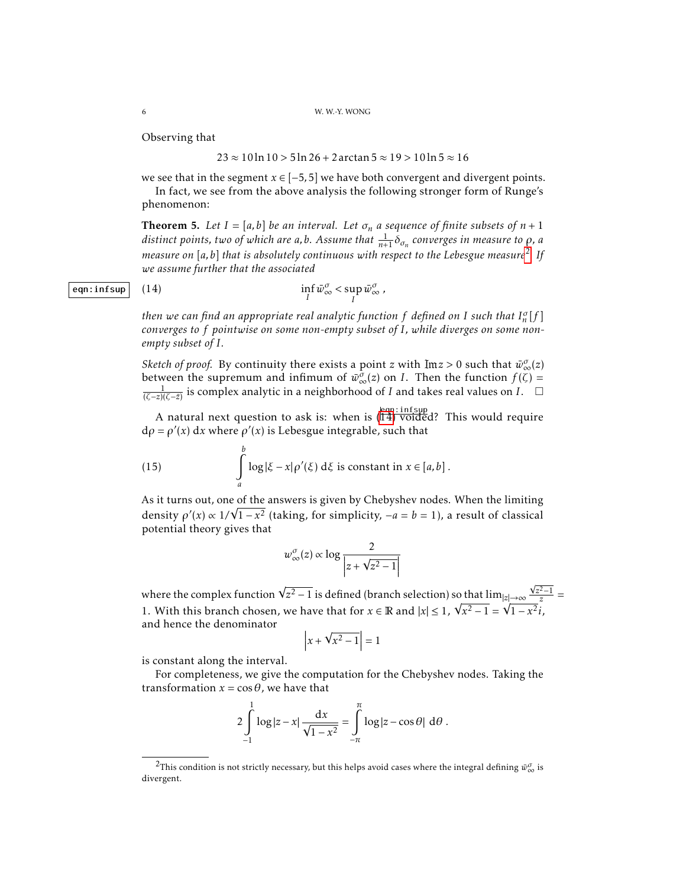Observing that

$$23 \approx 10 \ln 10 > 5 \ln 26 + 2 \arctan 5 \approx 19 > 10 \ln 5 \approx 16$$

we see that in the segment $x \in [-5, 5]$ we have both convergent and divergent points.

In fact, we see from the above analysis the following stronger form of Runge's phenomenon:

**Theorem 5.** *Let $I = [a, b]$ be an interval. Let $\sigma_n$ a sequence of finite subsets of $n+1$ distinct points, two of which are $a, b$. Assume that $\frac{1}{n+1}\delta_{\sigma_n}$ converges in measure to $\rho$, a measure on $[a,b]$ that is absolutely continuous with respect to the Lebesgue measure*[2]*. If we assume further that the associated*

$$\inf_I \bar{w}^\sigma_\infty < \sup_I \bar{w}^\sigma_\infty \,, \tag{14}$$

*then we can find an appropriate real analytic function $f$ defined on $I$ such that $I^\sigma_n[f]$ converges to $f$ pointwise on some non-empty subset of $I$, while diverges on some non-empty subset of $I$.*

*Sketch of proof.* By continuity there exists a point $z$ with $\Im z > 0$ such that $\bar{w}^\sigma_\infty(z)$ between the supremum and infimum of $\bar{w}^\sigma_\infty(z)$ on $I$. Then the function $f(\zeta) = \frac{1}{(\zeta - z)(\zeta - \bar{z})}$ is complex analytic in a neighborhood of $I$ and takes real values on $I$. □

A natural next question to ask is: when is (14) voided? This would require $\mathrm{d}\rho = \rho'(x)\,\mathrm{d}x$ where $\rho'(x)$ is Lebesgue integrable, such that

$$\int_a^b \log|\xi - x| \rho'(\xi)\,\mathrm{d}\xi \text{ is constant in } x \in [a,b] \,. \tag{15}$$

As it turns out, one of the answers is given by Chebyshev nodes. When the limiting density $\rho'(x) \propto 1/\sqrt{1-x^2}$ (taking, for simplicity, $-a = b = 1$), a result of classical potential theory gives that

$$w^\sigma_\infty(z) \propto \log \frac{2}{\left|z + \sqrt{z^2 - 1}\right|}$$

where the complex function $\sqrt{z^2-1}$ is defined (branch selection) so that $\lim_{|z|\to\infty} \frac{\sqrt{z^2-1}}{z} = 1$. With this branch chosen, we have that for $x \in \mathbb{R}$ and $|x| \leq 1$, $\sqrt{x^2-1} = \sqrt{1-x^2}\,i$, and hence the denominator

$$\left|x + \sqrt{x^2-1}\right| = 1$$

is constant along the interval.

For completeness, we give the computation for the Chebyshev nodes. Taking the transformation $x = \cos\theta$, we have that

$$2\int_{-1}^{1} \log|z - x| \frac{\mathrm{d}x}{\sqrt{1-x^2}} = \int_{-\pi}^{\pi} \log|z - \cos\theta|\,\mathrm{d}\theta \,.$$

---

[2] This condition is not strictly necessary, but this helps avoid cases where the integral defining $\bar{w}^\sigma_\infty$ is divergent.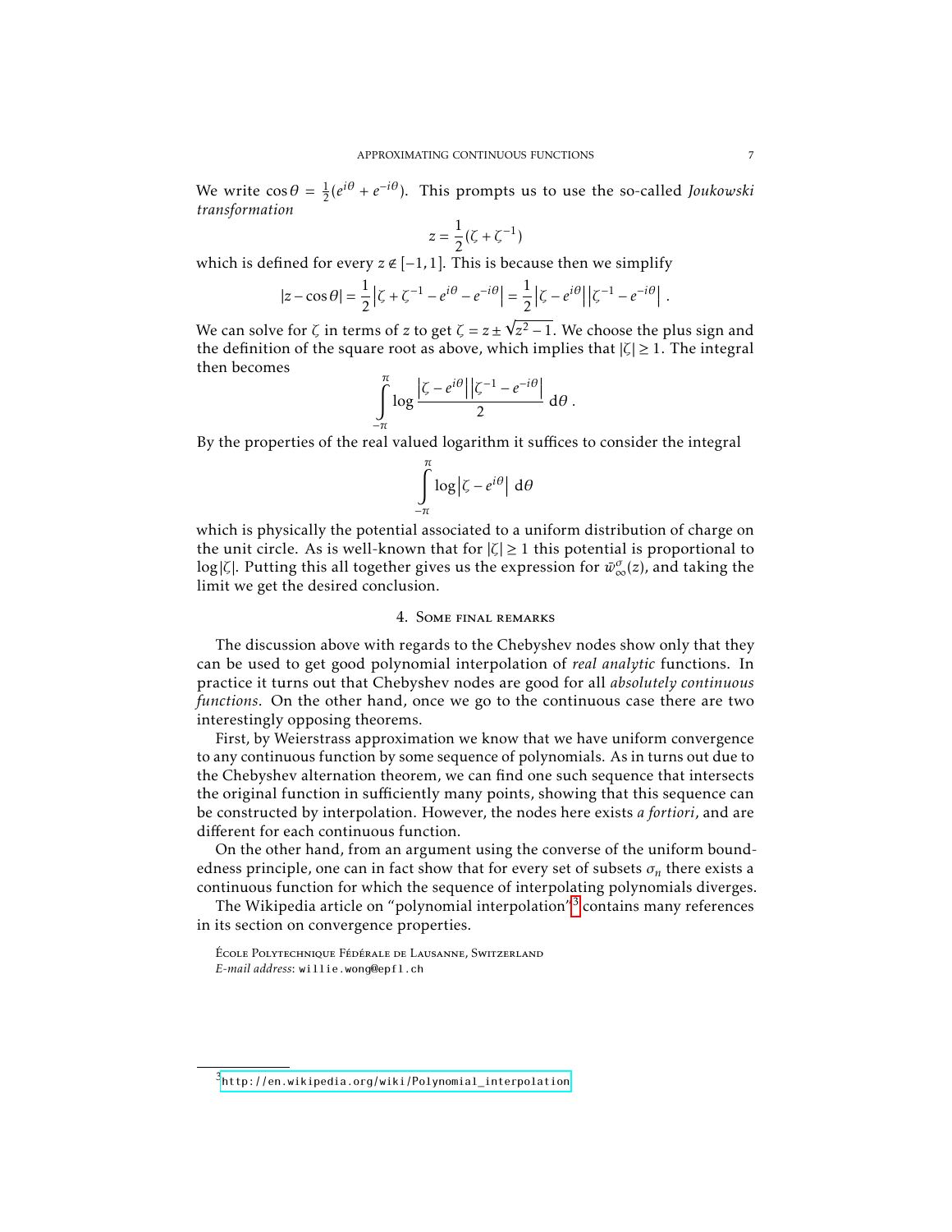We write $\cos\theta = \frac{1}{2}(e^{i\theta} + e^{-i\theta})$. This prompts us to use the so-called *Joukowski transformation*

$$z = \frac{1}{2}(\zeta + \zeta^{-1})$$

which is defined for every $z \notin [-1, 1]$. This is because then we simplify

$$|z - \cos\theta| = \frac{1}{2}\left|\zeta + \zeta^{-1} - e^{i\theta} - e^{-i\theta}\right| = \frac{1}{2}\left|\zeta - e^{i\theta}\right|\left|\zeta^{-1} - e^{-i\theta}\right| .$$

We can solve for $\zeta$ in terms of $z$ to get $\zeta = z \pm \sqrt{z^2 - 1}$. We choose the plus sign and the definition of the square root as above, which implies that $|\zeta| \geq 1$. The integral then becomes

$$\int_{-\pi}^{\pi} \log \frac{\left|\zeta - e^{i\theta}\right|\left|\zeta^{-1} - e^{-i\theta}\right|}{2} \, \mathrm{d}\theta .$$

By the properties of the real valued logarithm it suffices to consider the integral

$$\int_{-\pi}^{\pi} \log\left|\zeta - e^{i\theta}\right| \, \mathrm{d}\theta$$

which is physically the potential associated to a uniform distribution of charge on the unit circle. As is well-known that for $|\zeta| \geq 1$ this potential is proportional to $\log|\zeta|$. Putting this all together gives us the expression for $\bar{w}^{\sigma}_{\infty}(z)$, and taking the limit we get the desired conclusion.

## 4. Some final remarks

The discussion above with regards to the Chebyshev nodes show only that they can be used to get good polynomial interpolation of *real analytic* functions. In practice it turns out that Chebyshev nodes are good for all *absolutely continuous functions*. On the other hand, once we go to the continuous case there are two interestingly opposing theorems.

First, by Weierstrass approximation we know that we have uniform convergence to any continuous function by some sequence of polynomials. As in turns out due to the Chebyshev alternation theorem, we can find one such sequence that intersects the original function in sufficiently many points, showing that this sequence can be constructed by interpolation. However, the nodes here exists *a fortiori*, and are different for each continuous function.

On the other hand, from an argument using the converse of the uniform boundedness principle, one can in fact show that for every set of subsets $\sigma_n$ there exists a continuous function for which the sequence of interpolating polynomials diverges.

The Wikipedia article on "polynomial interpolation"[3] contains many references in its section on convergence properties.

École Polytechnique Fédérale de Lausanne, Switzerland
*E-mail address*: willie.wong@epfl.ch

[3] http://en.wikipedia.org/wiki/Polynomial_interpolation